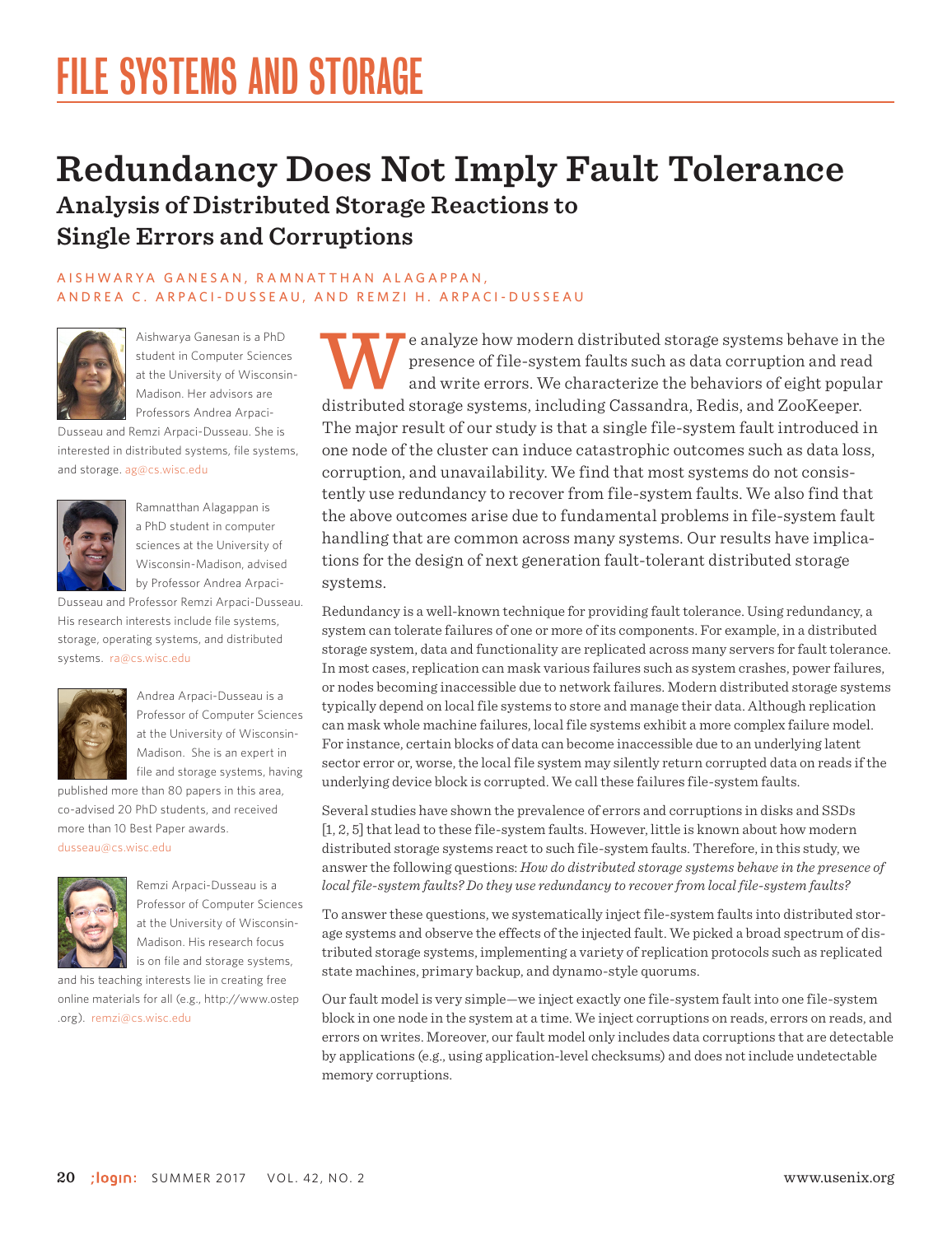# FILE SYSTEMS AND STORAGE

## Redundancy Does Not Imply Fault Tolerance

### Analysis of Distributed Storage Reactions to Single Errors and Corruptions

AISHWARYA GANESAN, RAMNATTHAN ALAGAPPAN, ANDREA C. ARPACI-DUSSEAU, AND REMZI H. ARPACI-DUSSEAU

Aishwarya Ganesan is a PhD student in Computer Sciences at the University of Wisconsin-Madison. Her advisors are Professors Andrea Arpaci-Dusseau and Remzi Arpaci-Dusseau. She is interested in distributed systems, file systems, and storage. ag@cs.wisc.edu

Ramnatthan Alagappan is a PhD student in computer sciences at the University of Wisconsin-Madison, advised by Professor Andrea Arpaci-Dusseau and Professor Remzi Arpaci-Dusseau. His research interests include file systems, storage, operating systems, and distributed systems. ra@cs.wisc.edu

Andrea Arpaci-Dusseau is a Professor of Computer Sciences at the University of Wisconsin-Madison. She is an expert in file and storage systems, having published more than 80 papers in this area, co-advised 20 PhD students, and received more than 10 Best Paper awards. dusseau@cs.wisc.edu

Remzi Arpaci-Dusseau is a Professor of Computer Sciences at the University of Wisconsin-Madison. His research focus is on file and storage systems, and his teaching interests lie in creating free online materials for all (e.g., http://www.ostep.org). remzi@cs.wisc.edu

We analyze how modern distributed storage systems behave in the presence of file-system faults such as data corruption and read and write errors. We characterize the behaviors of eight popular distributed storage systems, including Cassandra, Redis, and ZooKeeper. The major result of our study is that a single file-system fault introduced in one node of the cluster can induce catastrophic outcomes such as data loss, corruption, and unavailability. We find that most systems do not consistently use redundancy to recover from file-system faults. We also find that the above outcomes arise due to fundamental problems in file-system fault handling that are common across many systems. Our results have implications for the design of next generation fault-tolerant distributed storage systems.

Redundancy is a well-known technique for providing fault tolerance. Using redundancy, a system can tolerate failures of one or more of its components. For example, in a distributed storage system, data and functionality are replicated across many servers for fault tolerance. In most cases, replication can mask various failures such as system crashes, power failures, or nodes becoming inaccessible due to network failures. Modern distributed storage systems typically depend on local file systems to store and manage their data. Although replication can mask whole machine failures, local file systems exhibit a more complex failure model. For instance, certain blocks of data can become inaccessible due to an underlying latent sector error or, worse, the local file system may silently return corrupted data on reads if the underlying device block is corrupted. We call these failures file-system faults.

Several studies have shown the prevalence of errors and corruptions in disks and SSDs [1, 2, 5] that lead to these file-system faults. However, little is known about how modern distributed storage systems react to such file-system faults. Therefore, in this study, we answer the following questions: *How do distributed storage systems behave in the presence of local file-system faults? Do they use redundancy to recover from local file-system faults?*

To answer these questions, we systematically inject file-system faults into distributed storage systems and observe the effects of the injected fault. We picked a broad spectrum of distributed storage systems, implementing a variety of replication protocols such as replicated state machines, primary backup, and dynamo-style quorums.

Our fault model is very simple—we inject exactly one file-system fault into one file-system block in one node in the system at a time. We inject corruptions on reads, errors on reads, and errors on writes. Moreover, our fault model only includes data corruptions that are detectable by applications (e.g., using application-level checksums) and does not include undetectable memory corruptions.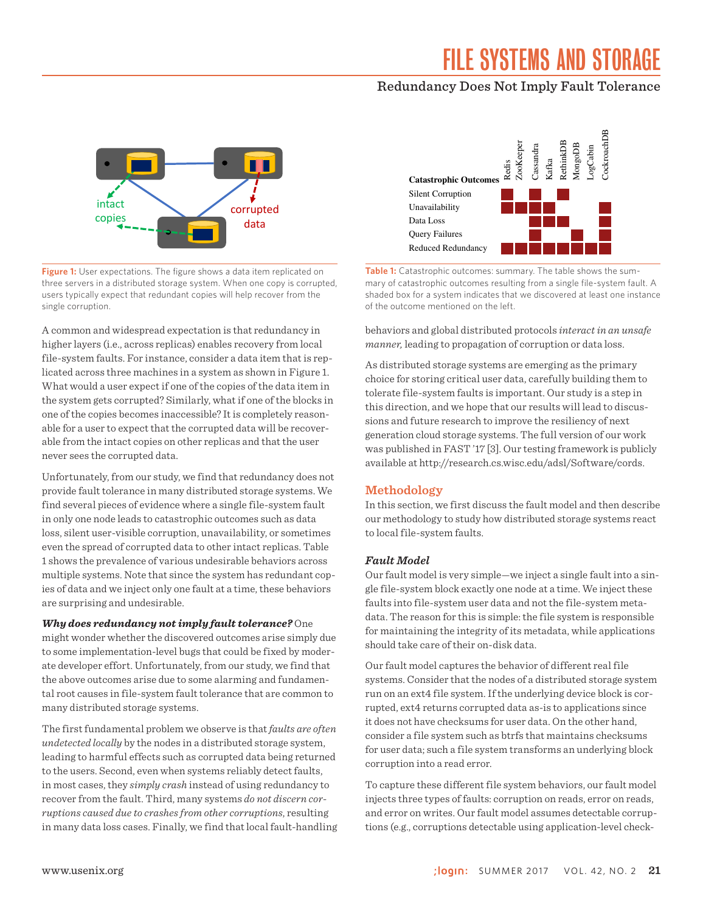Figure 1: User expectations. The figure shows a data item replicated on three servers in a distributed storage system. When one copy is corrupted, users typically expect that redundant copies will help recover from the single corruption.

| Catastrophic Outcomes | Redis | ZooKeeper | Cassandra | Kafka | RethinkDB | MongoDB | LogCabin | CockroachDB |
|---|---|---|---|---|---|---|---|---|
| Silent Corruption | ■ | | ■ | | ■ | | | |
| Unavailability | ■ | ■ | ■ | ■ | | | | ■ |
| Data Loss | | | ■ | ■ | ■ | | | ■ |
| Query Failures | | | ■ | | | ■ | | ■ |
| Reduced Redundancy | ■ | ■ | ■ | ■ | ■ | ■ | ■ | ■ |

Table 1: Catastrophic outcomes: summary. The table shows the summary of catastrophic outcomes resulting from a single file-system fault. A shaded box for a system indicates that we discovered at least one instance of the outcome mentioned on the left.

A common and widespread expectation is that redundancy in higher layers (i.e., across replicas) enables recovery from local file-system faults. For instance, consider a data item that is replicated across three machines in a system as shown in Figure 1. What would a user expect if one of the copies of the data item in the system gets corrupted? Similarly, what if one of the blocks in one of the copies becomes inaccessible? It is completely reasonable for a user to expect that the corrupted data will be recoverable from the intact copies on other replicas and that the user never sees the corrupted data.

Unfortunately, from our study, we find that redundancy does not provide fault tolerance in many distributed storage systems. We find several pieces of evidence where a single file-system fault in only one node leads to catastrophic outcomes such as data loss, silent user-visible corruption, unavailability, or sometimes even the spread of corrupted data to other intact replicas. Table 1 shows the prevalence of various undesirable behaviors across multiple systems. Note that since the system has redundant copies of data and we inject only one fault at a time, these behaviors are surprising and undesirable.

***Why does redundancy not imply fault tolerance?*** One might wonder whether the discovered outcomes arise simply due to some implementation-level bugs that could be fixed by moderate developer effort. Unfortunately, from our study, we find that the above outcomes arise due to some alarming and fundamental root causes in file-system fault tolerance that are common to many distributed storage systems.

The first fundamental problem we observe is that *faults are often undetected locally* by the nodes in a distributed storage system, leading to harmful effects such as corrupted data being returned to the users. Second, even when systems reliably detect faults, in most cases, they *simply crash* instead of using redundancy to recover from the fault. Third, many systems *do not discern corruptions caused due to crashes from other corruptions*, resulting in many data loss cases. Finally, we find that local fault-handling behaviors and global distributed protocols *interact in an unsafe manner*, leading to propagation of corruption or data loss.

As distributed storage systems are emerging as the primary choice for storing critical user data, carefully building them to tolerate file-system faults is important. Our study is a step in this direction, and we hope that our results will lead to discussions and future research to improve the resiliency of next generation cloud storage systems. The full version of our work was published in FAST '17 [3]. Our testing framework is publicly available at http://research.cs.wisc.edu/adsl/Software/cords.

## Methodology

In this section, we first discuss the fault model and then describe our methodology to study how distributed storage systems react to local file-system faults.

### *Fault Model*

Our fault model is very simple—we inject a single fault into a single file-system block exactly one node at a time. We inject these faults into file-system user data and not the file-system metadata. The reason for this is simple: the file system is responsible for maintaining the integrity of its metadata, while applications should take care of their on-disk data.

Our fault model captures the behavior of different real file systems. Consider that the nodes of a distributed storage system run on an ext4 file system. If the underlying device block is corrupted, ext4 returns corrupted data as-is to applications since it does not have checksums for user data. On the other hand, consider a file system such as btrfs that maintains checksums for user data; such a file system transforms an underlying block corruption into a read error.

To capture these different file system behaviors, our fault model injects three types of faults: corruption on reads, error on reads, and error on writes. Our fault model assumes detectable corruptions (e.g., corruptions detectable using application-level check-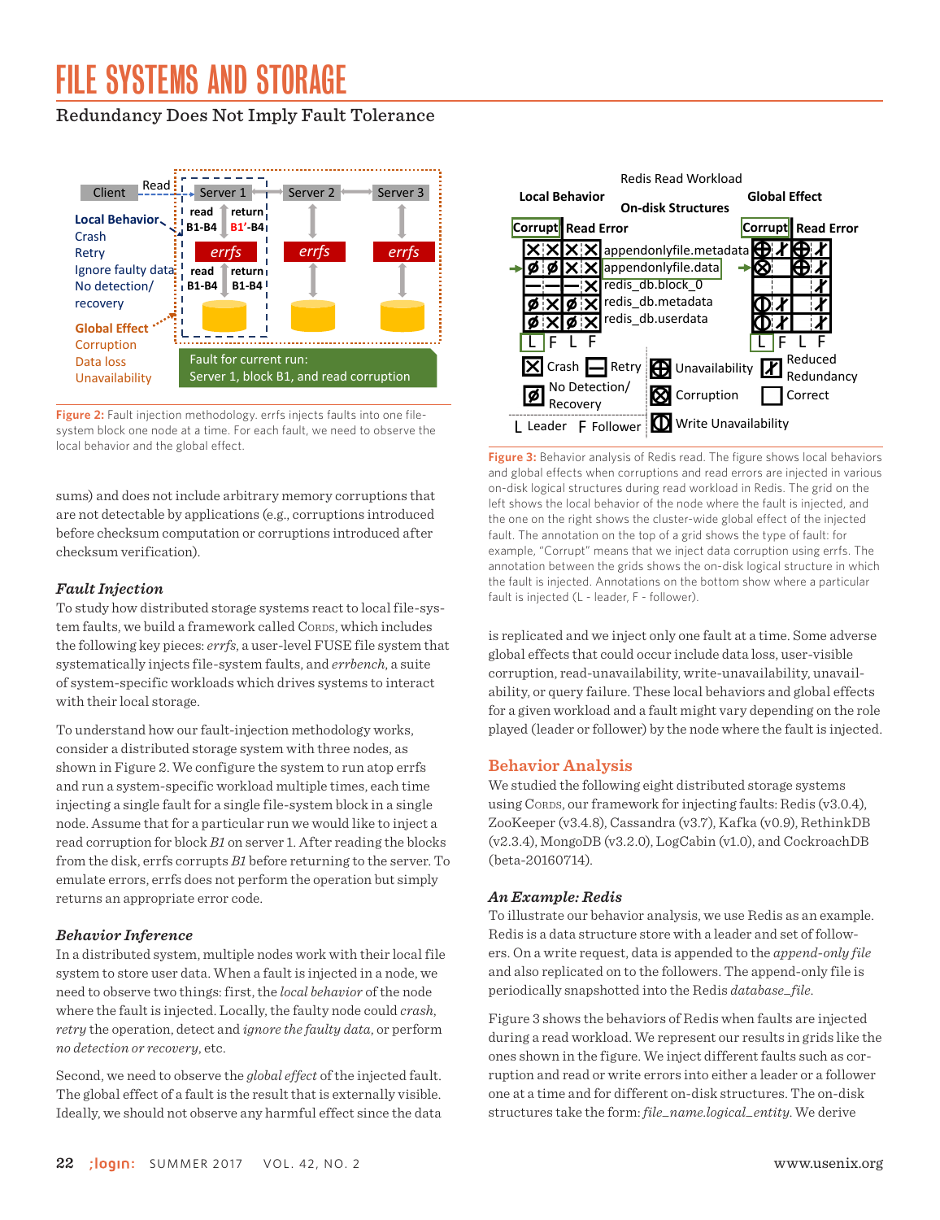# FILE SYSTEMS AND STORAGE

## Redundancy Does Not Imply Fault Tolerance

**Figure 2:** Fault injection methodology. errfs injects faults into one file-system block one node at a time. For each fault, we need to observe the local behavior and the global effect.

sums) and does not include arbitrary memory corruptions that are not detectable by applications (e.g., corruptions introduced before checksum computation or corruptions introduced after checksum verification).

### *Fault Injection*

To study how distributed storage systems react to local file-system faults, we build a framework called Cords, which includes the following key pieces: *errfs*, a user-level FUSE file system that systematically injects file-system faults, and *errbench*, a suite of system-specific workloads which drives systems to interact with their local storage.

To understand how our fault-injection methodology works, consider a distributed storage system with three nodes, as shown in Figure 2. We configure the system to run atop errfs and run a system-specific workload multiple times, each time injecting a single fault for a single file-system block in a single node. Assume that for a particular run we would like to inject a read corruption for block *B1* on server 1. After reading the blocks from the disk, errfs corrupts *B1* before returning to the server. To emulate errors, errfs does not perform the operation but simply returns an appropriate error code.

### *Behavior Inference*

In a distributed system, multiple nodes work with their local file system to store user data. When a fault is injected in a node, we need to observe two things: first, the *local behavior* of the node where the fault is injected. Locally, the faulty node could *crash*, *retry* the operation, detect and *ignore the faulty data*, or perform *no detection or recovery*, etc.

Second, we need to observe the *global effect* of the injected fault. The global effect of a fault is the result that is externally visible. Ideally, we should not observe any harmful effect since the data is replicated and we inject only one fault at a time. Some adverse global effects that could occur include data loss, user-visible corruption, read-unavailability, write-unavailability, unavailability, or query failure. These local behaviors and global effects for a given workload and a fault might vary depending on the role played (leader or follower) by the node where the fault is injected.

**Figure 3:** Behavior analysis of Redis read. The figure shows local behaviors and global effects when corruptions and read errors are injected in various on-disk logical structures during read workload in Redis. The grid on the left shows the local behavior of the node where the fault is injected, and the one on the right shows the cluster-wide global effect of the injected fault. The annotation on the top of a grid shows the type of fault: for example, "Corrupt" means that we inject data corruption using errfs. The annotation between the grids shows the on-disk logical structure in which the fault is injected. Annotations on the bottom show where a particular fault is injected (L - leader, F - follower).

## Behavior Analysis

We studied the following eight distributed storage systems using Cords, our framework for injecting faults: Redis (v3.0.4), ZooKeeper (v3.4.8), Cassandra (v3.7), Kafka (v0.9), RethinkDB (v2.3.4), MongoDB (v3.2.0), LogCabin (v1.0), and CockroachDB (beta-20160714).

### *An Example: Redis*

To illustrate our behavior analysis, we use Redis as an example. Redis is a data structure store with a leader and set of followers. On a write request, data is appended to the *append-only file* and also replicated on to the followers. The append-only file is periodically snapshotted into the Redis *database_file*.

Figure 3 shows the behaviors of Redis when faults are injected during a read workload. We represent our results in grids like the ones shown in the figure. We inject different faults such as corruption and read or write errors into either a leader or a follower one at a time and for different on-disk structures. The on-disk structures take the form: *file_name.logical_entity*. We derive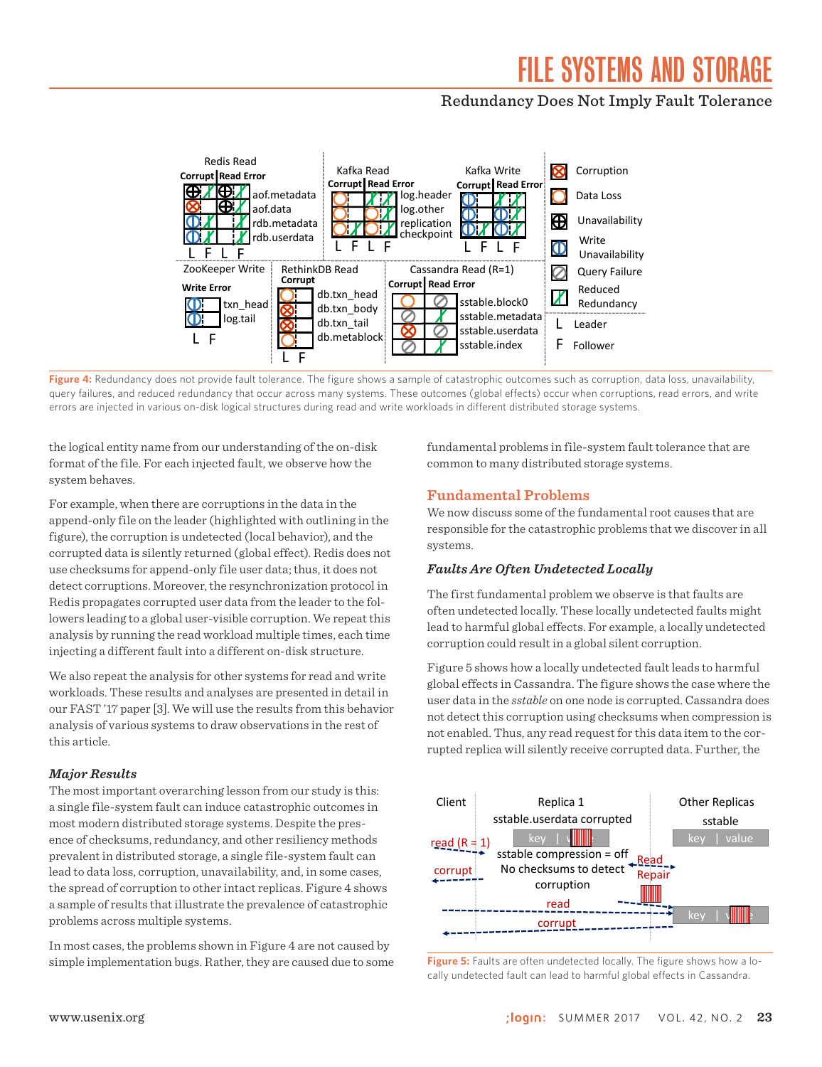Figure 4: Redundancy does not provide fault tolerance. The figure shows a sample of catastrophic outcomes such as corruption, data loss, unavailability, query failures, and reduced redundancy that occur across many systems. These outcomes (global effects) occur when corruptions, read errors, and write errors are injected in various on-disk logical structures during read and write workloads in different distributed storage systems.

the logical entity name from our understanding of the on-disk format of the file. For each injected fault, we observe how the system behaves.

For example, when there are corruptions in the data in the append-only file on the leader (highlighted with outlining in the figure), the corruption is undetected (local behavior), and the corrupted data is silently returned (global effect). Redis does not use checksums for append-only file user data; thus, it does not detect corruptions. Moreover, the resynchronization protocol in Redis propagates corrupted user data from the leader to the followers leading to a global user-visible corruption. We repeat this analysis by running the read workload multiple times, each time injecting a different fault into a different on-disk structure.

We also repeat the analysis for other systems for read and write workloads. These results and analyses are presented in detail in our FAST '17 paper [3]. We will use the results from this behavior analysis of various systems to draw observations in the rest of this article.

### *Major Results*

The most important overarching lesson from our study is this: a single file-system fault can induce catastrophic outcomes in most modern distributed storage systems. Despite the presence of checksums, redundancy, and other resiliency methods prevalent in distributed storage, a single file-system fault can lead to data loss, corruption, unavailability, and, in some cases, the spread of corruption to other intact replicas. Figure 4 shows a sample of results that illustrate the prevalence of catastrophic problems across multiple systems.

In most cases, the problems shown in Figure 4 are not caused by simple implementation bugs. Rather, they are caused due to some fundamental problems in file-system fault tolerance that are common to many distributed storage systems.

## Fundamental Problems

We now discuss some of the fundamental root causes that are responsible for the catastrophic problems that we discover in all systems.

### *Faults Are Often Undetected Locally*

The first fundamental problem we observe is that faults are often undetected locally. These locally undetected faults might lead to harmful global effects. For example, a locally undetected corruption could result in a global silent corruption.

Figure 5 shows how a locally undetected fault leads to harmful global effects in Cassandra. The figure shows the case where the user data in the *sstable* on one node is corrupted. Cassandra does not detect this corruption using checksums when compression is not enabled. Thus, any read request for this data item to the corrupted replica will silently receive corrupted data. Further, the

Figure 5: Faults are often undetected locally. The figure shows how a locally undetected fault can lead to harmful global effects in Cassandra.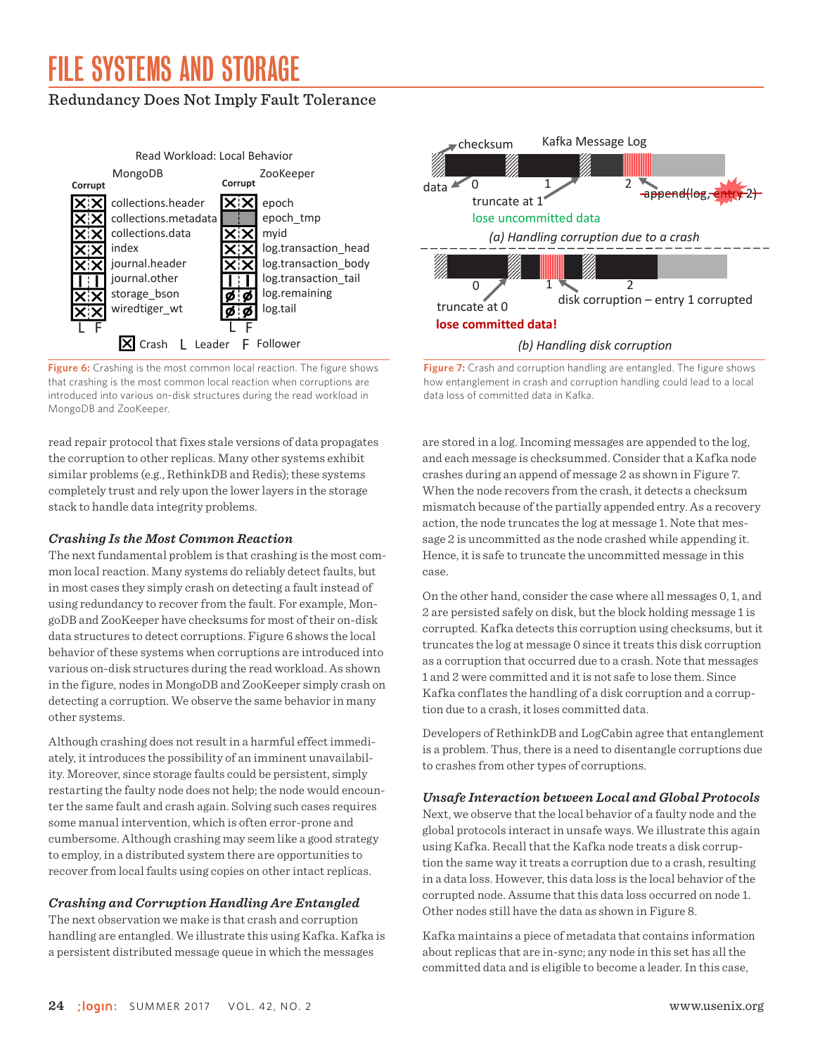Figure 6: Crashing is the most common local reaction. The figure shows that crashing is the most common local reaction when corruptions are introduced into various on-disk structures during the read workload in MongoDB and ZooKeeper.

Figure 7: Crash and corruption handling are entangled. The figure shows how entanglement in crash and corruption handling could lead to a local data loss of committed data in Kafka.

read repair protocol that fixes stale versions of data propagates the corruption to other replicas. Many other systems exhibit similar problems (e.g., RethinkDB and Redis); these systems completely trust and rely upon the lower layers in the storage stack to handle data integrity problems.

### *Crashing Is the Most Common Reaction*

The next fundamental problem is that crashing is the most common local reaction. Many systems do reliably detect faults, but in most cases they simply crash on detecting a fault instead of using redundancy to recover from the fault. For example, MongoDB and ZooKeeper have checksums for most of their on-disk data structures to detect corruptions. Figure 6 shows the local behavior of these systems when corruptions are introduced into various on-disk structures during the read workload. As shown in the figure, nodes in MongoDB and ZooKeeper simply crash on detecting a corruption. We observe the same behavior in many other systems.

Although crashing does not result in a harmful effect immediately, it introduces the possibility of an imminent unavailability. Moreover, since storage faults could be persistent, simply restarting the faulty node does not help; the node would encounter the same fault and crash again. Solving such cases requires some manual intervention, which is often error-prone and cumbersome. Although crashing may seem like a good strategy to employ, in a distributed system there are opportunities to recover from local faults using copies on other intact replicas.

### *Crashing and Corruption Handling Are Entangled*

The next observation we make is that crash and corruption handling are entangled. We illustrate this using Kafka. Kafka is a persistent distributed message queue in which the messages are stored in a log. Incoming messages are appended to the log, and each message is checksummed. Consider that a Kafka node crashes during an append of message 2 as shown in Figure 7. When the node recovers from the crash, it detects a checksum mismatch because of the partially appended entry. As a recovery action, the node truncates the log at message 1. Note that message 2 is uncommitted as the node crashed while appending it. Hence, it is safe to truncate the uncommitted message in this case.

On the other hand, consider the case where all messages 0, 1, and 2 are persisted safely on disk, but the block holding message 1 is corrupted. Kafka detects this corruption using checksums, but it truncates the log at message 0 since it treats this disk corruption as a corruption that occurred due to a crash. Note that messages 1 and 2 were committed and it is not safe to lose them. Since Kafka conflates the handling of a disk corruption and a corruption due to a crash, it loses committed data.

Developers of RethinkDB and LogCabin agree that entanglement is a problem. Thus, there is a need to disentangle corruptions due to crashes from other types of corruptions.

### *Unsafe Interaction between Local and Global Protocols*

Next, we observe that the local behavior of a faulty node and the global protocols interact in unsafe ways. We illustrate this again using Kafka. Recall that the Kafka node treats a disk corruption the same way it treats a corruption due to a crash, resulting in a data loss. However, this data loss is the local behavior of the corrupted node. Assume that this data loss occurred on node 1. Other nodes still have the data as shown in Figure 8.

Kafka maintains a piece of metadata that contains information about replicas that are in-sync; any node in this set has all the committed data and is eligible to become a leader. In this case,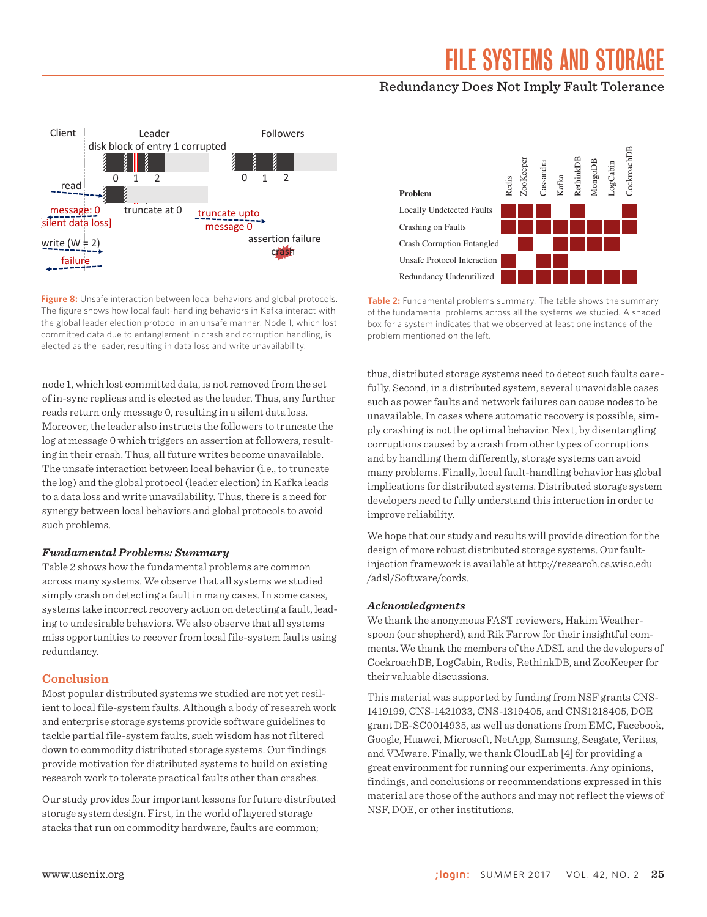**Figure 8:** Unsafe interaction between local behaviors and global protocols. The figure shows how local fault-handling behaviors in Kafka interact with the global leader election protocol in an unsafe manner. Node 1, which lost committed data due to entanglement in crash and corruption handling, is elected as the leader, resulting in data loss and write unavailability.

| Problem | Redis | ZooKeeper | Cassandra | Kafka | RethinkDB | MongoDB | LogCabin | CockroachDB |
|---|---|---|---|---|---|---|---|---|
| Locally Undetected Faults | ■ | ■ | ■ | | ■ | | | ■ |
| Crashing on Faults | ■ | ■ | ■ | ■ | ■ | ■ | ■ | ■ |
| Crash Corruption Entangled | | ■ | | ■ | ■ | ■ | ■ | |
| Unsafe Protocol Interaction | ■ | | ■ | ■ | | | | |
| Redundancy Underutilized | ■ | ■ | ■ | ■ | ■ | ■ | ■ | ■ |

**Table 2:** Fundamental problems summary. The table shows the summary of the fundamental problems across all the systems we studied. A shaded box for a system indicates that we observed at least one instance of the problem mentioned on the left.

node 1, which lost committed data, is not removed from the set of in-sync replicas and is elected as the leader. Thus, any further reads return only message 0, resulting in a silent data loss. Moreover, the leader also instructs the followers to truncate the log at message 0 which triggers an assertion at followers, resulting in their crash. Thus, all future writes become unavailable. The unsafe interaction between local behavior (i.e., to truncate the log) and the global protocol (leader election) in Kafka leads to a data loss and write unavailability. Thus, there is a need for synergy between local behaviors and global protocols to avoid such problems.

### *Fundamental Problems: Summary*

Table 2 shows how the fundamental problems are common across many systems. We observe that all systems we studied simply crash on detecting a fault in many cases. In some cases, systems take incorrect recovery action on detecting a fault, leading to undesirable behaviors. We also observe that all systems miss opportunities to recover from local file-system faults using redundancy.

## Conclusion

Most popular distributed systems we studied are not yet resilient to local file-system faults. Although a body of research work and enterprise storage systems provide software guidelines to tackle partial file-system faults, such wisdom has not filtered down to commodity distributed storage systems. Our findings provide motivation for distributed systems to build on existing research work to tolerate practical faults other than crashes.

Our study provides four important lessons for future distributed storage system design. First, in the world of layered storage stacks that run on commodity hardware, faults are common; thus, distributed storage systems need to detect such faults carefully. Second, in a distributed system, several unavoidable cases such as power faults and network failures can cause nodes to be unavailable. In cases where automatic recovery is possible, simply crashing is not the optimal behavior. Next, by disentangling corruptions caused by a crash from other types of corruptions and by handling them differently, storage systems can avoid many problems. Finally, local fault-handling behavior has global implications for distributed systems. Distributed storage system developers need to fully understand this interaction in order to improve reliability.

We hope that our study and results will provide direction for the design of more robust distributed storage systems. Our fault-injection framework is available at http://research.cs.wisc.edu/adsl/Software/cords.

### *Acknowledgments*

We thank the anonymous FAST reviewers, Hakim Weatherspoon (our shepherd), and Rik Farrow for their insightful comments. We thank the members of the ADSL and the developers of CockroachDB, LogCabin, Redis, RethinkDB, and ZooKeeper for their valuable discussions.

This material was supported by funding from NSF grants CNS-1419199, CNS-1421033, CNS-1319405, and CNS1218405, DOE grant DE-SC0014935, as well as donations from EMC, Facebook, Google, Huawei, Microsoft, NetApp, Samsung, Seagate, Veritas, and VMware. Finally, we thank CloudLab [4] for providing a great environment for running our experiments. Any opinions, findings, and conclusions or recommendations expressed in this material are those of the authors and may not reflect the views of NSF, DOE, or other institutions.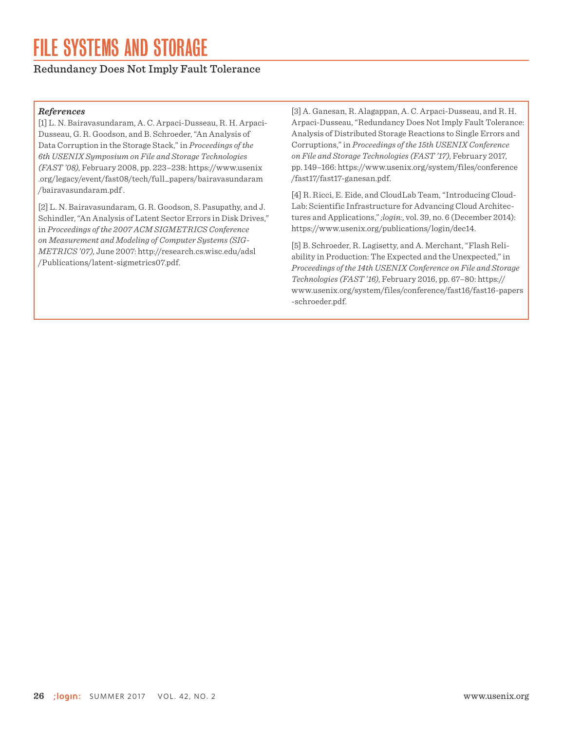### *References*

[1] L. N. Bairavasundaram, A. C. Arpaci-Dusseau, R. H. Arpaci-Dusseau, G. R. Goodson, and B. Schroeder, "An Analysis of Data Corruption in the Storage Stack," in *Proceedings of the 6th USENIX Symposium on File and Storage Technologies (FAST '08)*, February 2008, pp. 223–238: https://www.usenix.org/legacy/event/fast08/tech/full_papers/bairavasundaram/bairavasundaram.pdf .

[2] L. N. Bairavasundaram, G. R. Goodson, S. Pasupathy, and J. Schindler, "An Analysis of Latent Sector Errors in Disk Drives," in *Proceedings of the 2007 ACM SIGMETRICS Conference on Measurement and Modeling of Computer Systems (SIGMETRICS '07)*, June 2007: http://research.cs.wisc.edu/adsl/Publications/latent-sigmetrics07.pdf.

[3] A. Ganesan, R. Alagappan, A. C. Arpaci-Dusseau, and R. H. Arpaci-Dusseau, "Redundancy Does Not Imply Fault Tolerance: Analysis of Distributed Storage Reactions to Single Errors and Corruptions," in *Proceedings of the 15th USENIX Conference on File and Storage Technologies (FAST '17)*, February 2017, pp. 149–166: https://www.usenix.org/system/files/conference/fast17/fast17-ganesan.pdf.

[4] R. Ricci, E. Eide, and CloudLab Team, "Introducing CloudLab: Scientific Infrastructure for Advancing Cloud Architectures and Applications," *;login:*, vol. 39, no. 6 (December 2014): https://www.usenix.org/publications/login/dec14.

[5] B. Schroeder, R. Lagisetty, and A. Merchant, "Flash Reliability in Production: The Expected and the Unexpected," in *Proceedings of the 14th USENIX Conference on File and Storage Technologies (FAST '16)*, February 2016, pp. 67–80: https://www.usenix.org/system/files/conference/fast16/fast16-papers-schroeder.pdf.